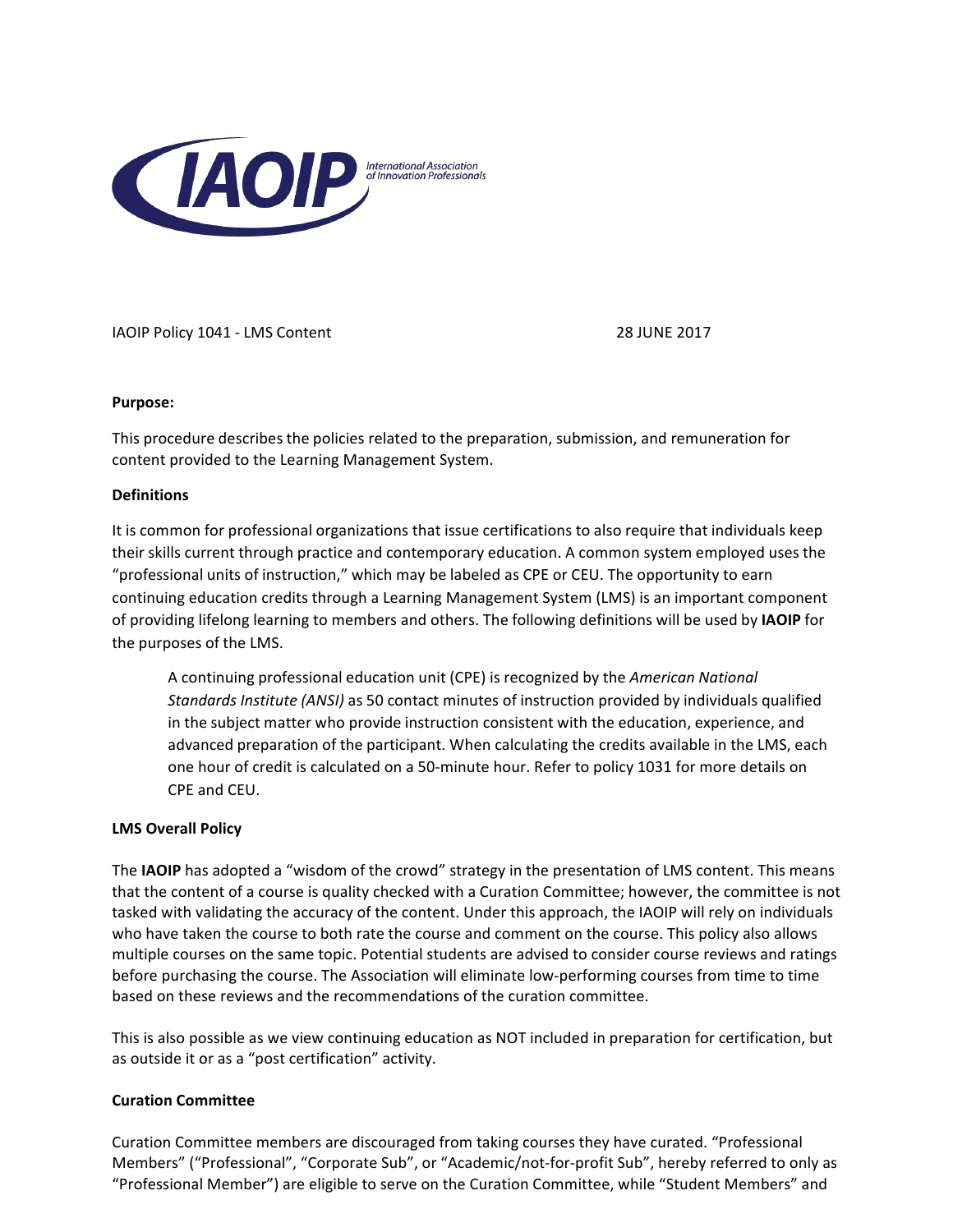IAOIP Policy 1041 - LMS Content 28 JUNE 2017

**Purpose:**

This procedure describes the policies related to the preparation, submission, and remuneration for content provided to the Learning Management System.

**Definitions**

It is common for professional organizations that issue certifications to also require that individuals keep their skills current through practice and contemporary education. A common system employed uses the "professional units of instruction," which may be labeled as CPE or CEU. The opportunity to earn continuing education credits through a Learning Management System (LMS) is an important component of providing lifelong learning to members and others. The following definitions will be used by **IAOIP** for the purposes of the LMS.

> A continuing professional education unit (CPE) is recognized by the *American National Standards Institute (ANSI)* as 50 contact minutes of instruction provided by individuals qualified in the subject matter who provide instruction consistent with the education, experience, and advanced preparation of the participant. When calculating the credits available in the LMS, each one hour of credit is calculated on a 50-minute hour. Refer to policy 1031 for more details on CPE and CEU.

**LMS Overall Policy**

The **IAOIP** has adopted a "wisdom of the crowd" strategy in the presentation of LMS content. This means that the content of a course is quality checked with a Curation Committee; however, the committee is not tasked with validating the accuracy of the content. Under this approach, the IAOIP will rely on individuals who have taken the course to both rate the course and comment on the course. This policy also allows multiple courses on the same topic. Potential students are advised to consider course reviews and ratings before purchasing the course. The Association will eliminate low-performing courses from time to time based on these reviews and the recommendations of the curation committee.

This is also possible as we view continuing education as NOT included in preparation for certification, but as outside it or as a "post certification" activity.

**Curation Committee**

Curation Committee members are discouraged from taking courses they have curated. "Professional Members" ("Professional", "Corporate Sub", or "Academic/not-for-profit Sub", hereby referred to only as "Professional Member") are eligible to serve on the Curation Committee, while "Student Members" and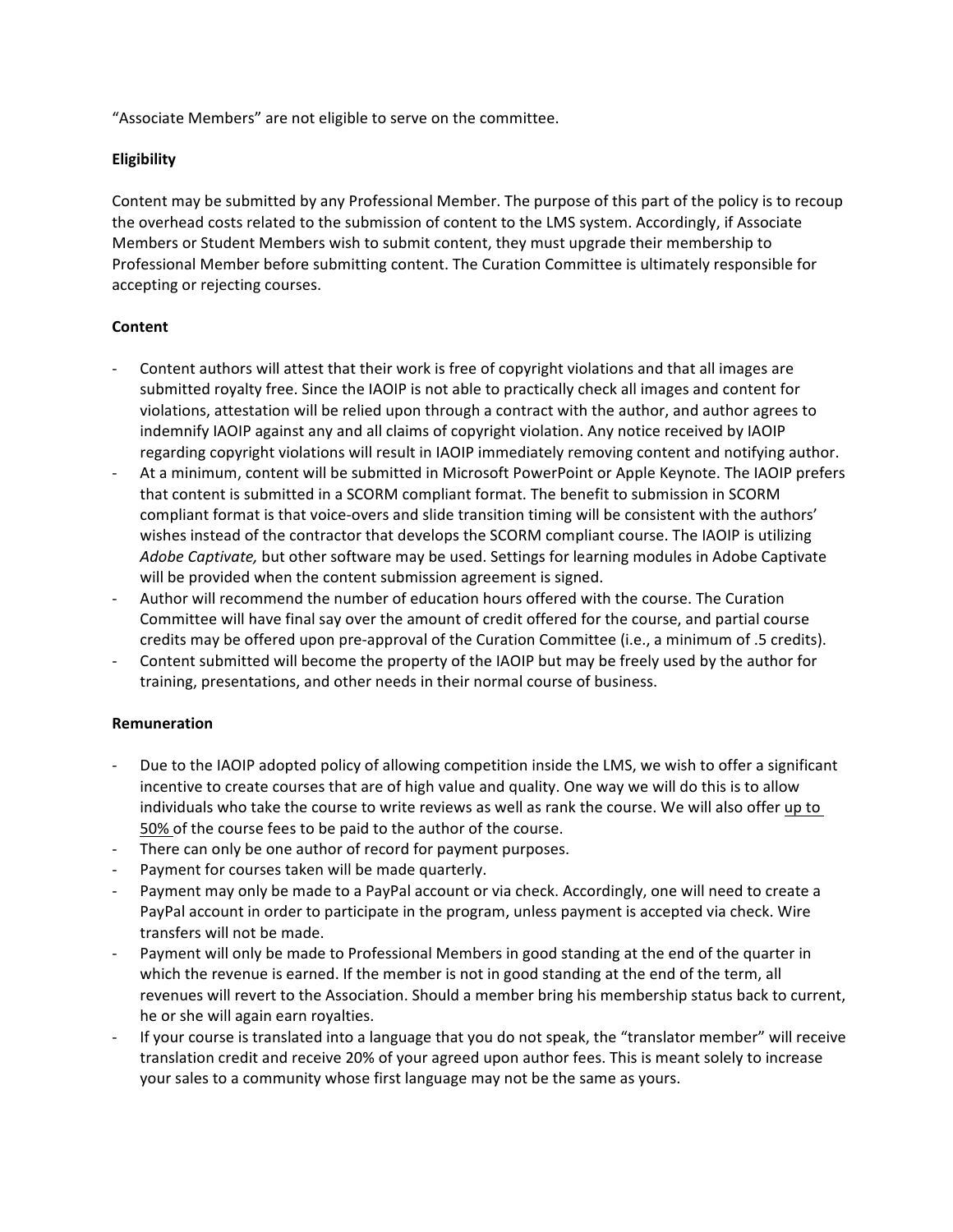"Associate Members" are not eligible to serve on the committee.

**Eligibility**

Content may be submitted by any Professional Member. The purpose of this part of the policy is to recoup the overhead costs related to the submission of content to the LMS system. Accordingly, if Associate Members or Student Members wish to submit content, they must upgrade their membership to Professional Member before submitting content. The Curation Committee is ultimately responsible for accepting or rejecting courses.

**Content**

- Content authors will attest that their work is free of copyright violations and that all images are submitted royalty free. Since the IAOIP is not able to practically check all images and content for violations, attestation will be relied upon through a contract with the author, and author agrees to indemnify IAOIP against any and all claims of copyright violation. Any notice received by IAOIP regarding copyright violations will result in IAOIP immediately removing content and notifying author.
- At a minimum, content will be submitted in Microsoft PowerPoint or Apple Keynote. The IAOIP prefers that content is submitted in a SCORM compliant format. The benefit to submission in SCORM compliant format is that voice-overs and slide transition timing will be consistent with the authors' wishes instead of the contractor that develops the SCORM compliant course. The IAOIP is utilizing *Adobe Captivate,* but other software may be used. Settings for learning modules in Adobe Captivate will be provided when the content submission agreement is signed.
- Author will recommend the number of education hours offered with the course. The Curation Committee will have final say over the amount of credit offered for the course, and partial course credits may be offered upon pre-approval of the Curation Committee (i.e., a minimum of .5 credits).
- Content submitted will become the property of the IAOIP but may be freely used by the author for training, presentations, and other needs in their normal course of business.

**Remuneration**

- Due to the IAOIP adopted policy of allowing competition inside the LMS, we wish to offer a significant incentive to create courses that are of high value and quality. One way we will do this is to allow individuals who take the course to write reviews as well as rank the course. We will also offer <u>up to 50%</u> of the course fees to be paid to the author of the course.
- There can only be one author of record for payment purposes.
- Payment for courses taken will be made quarterly.
- Payment may only be made to a PayPal account or via check. Accordingly, one will need to create a PayPal account in order to participate in the program, unless payment is accepted via check. Wire transfers will not be made.
- Payment will only be made to Professional Members in good standing at the end of the quarter in which the revenue is earned. If the member is not in good standing at the end of the term, all revenues will revert to the Association. Should a member bring his membership status back to current, he or she will again earn royalties.
- If your course is translated into a language that you do not speak, the "translator member" will receive translation credit and receive 20% of your agreed upon author fees. This is meant solely to increase your sales to a community whose first language may not be the same as yours.